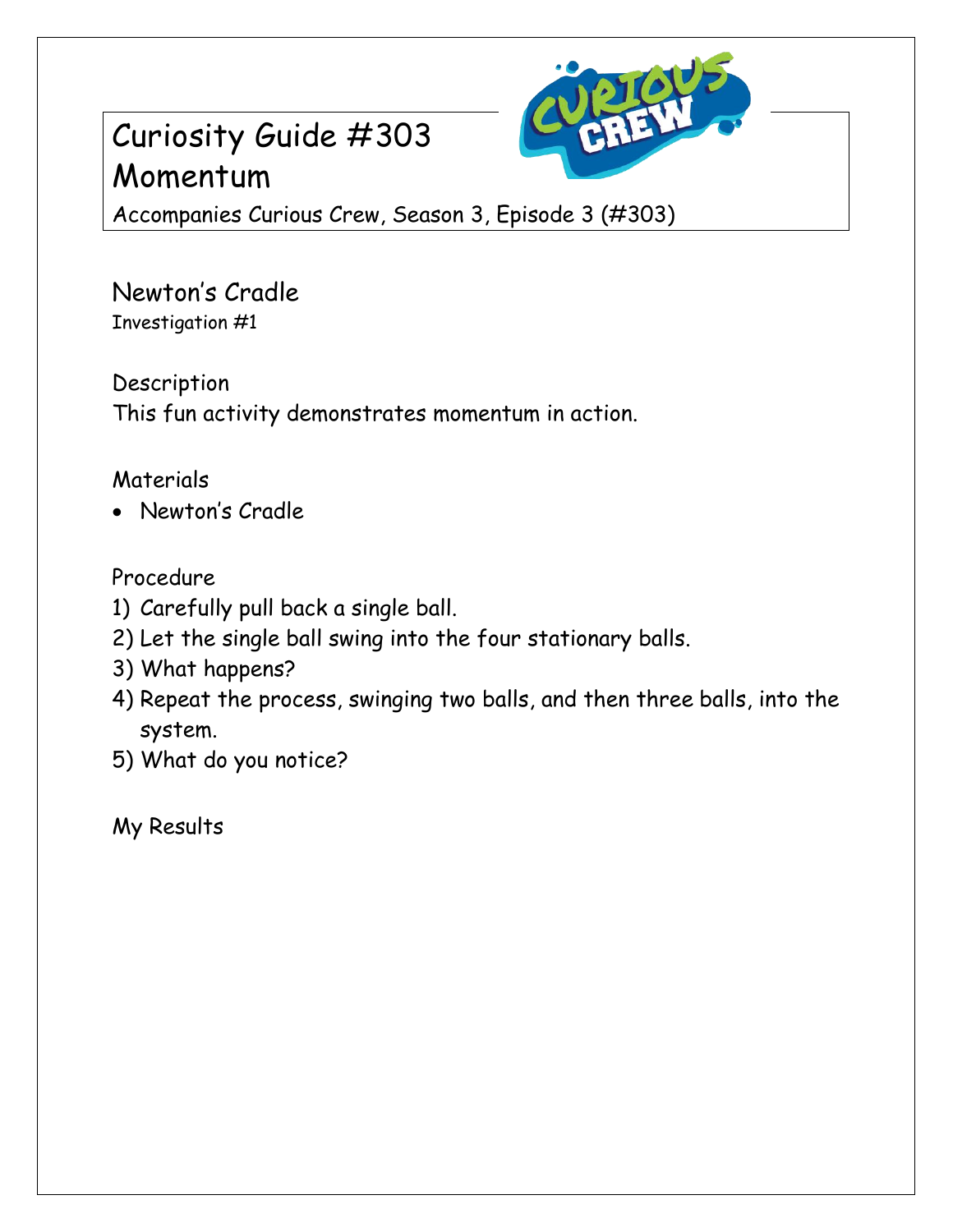# Curiosity Guide #303
# Momentum

Accompanies Curious Crew, Season 3, Episode 3 (#303)

## Newton's Cradle

Investigation #1

### Description

This fun activity demonstrates momentum in action.

### Materials

- Newton's Cradle

### Procedure

1) Carefully pull back a single ball.
2) Let the single ball swing into the four stationary balls.
3) What happens?
4) Repeat the process, swinging two balls, and then three balls, into the system.
5) What do you notice?

### My Results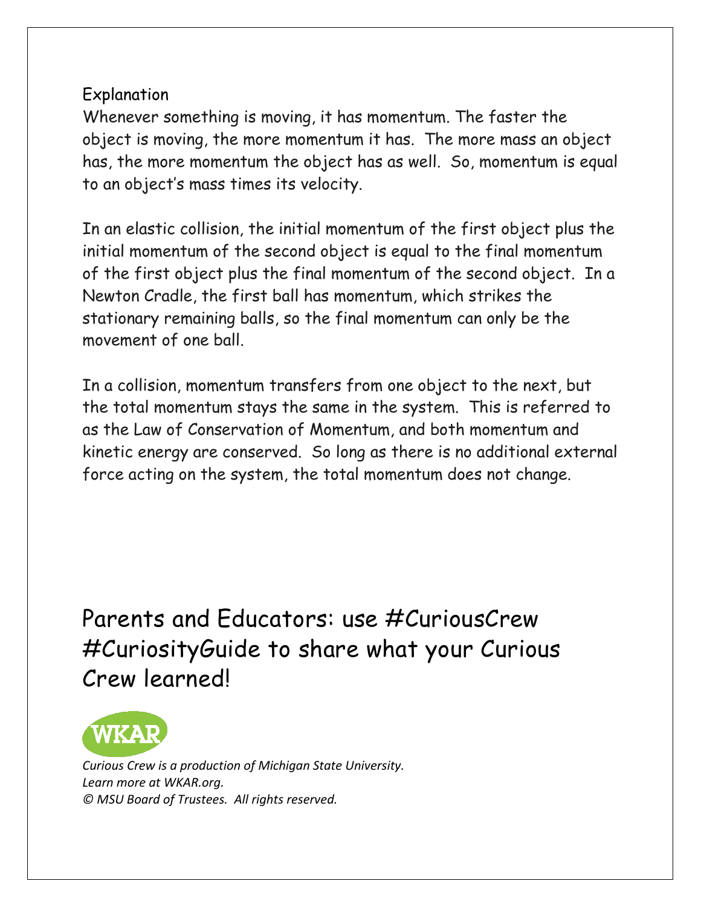## Explanation

Whenever something is moving, it has momentum. The faster the object is moving, the more momentum it has. The more mass an object has, the more momentum the object has as well. So, momentum is equal to an object's mass times its velocity.

In an elastic collision, the initial momentum of the first object plus the initial momentum of the second object is equal to the final momentum of the first object plus the final momentum of the second object. In a Newton Cradle, the first ball has momentum, which strikes the stationary remaining balls, so the final momentum can only be the movement of one ball.

In a collision, momentum transfers from one object to the next, but the total momentum stays the same in the system. This is referred to as the Law of Conservation of Momentum, and both momentum and kinetic energy are conserved. So long as there is no additional external force acting on the system, the total momentum does not change.

# Parents and Educators: use #CuriousCrew #CuriosityGuide to share what your Curious Crew learned!

WKAR

*Curious Crew is a production of Michigan State University.*
*Learn more at WKAR.org.*
*© MSU Board of Trustees. All rights reserved.*